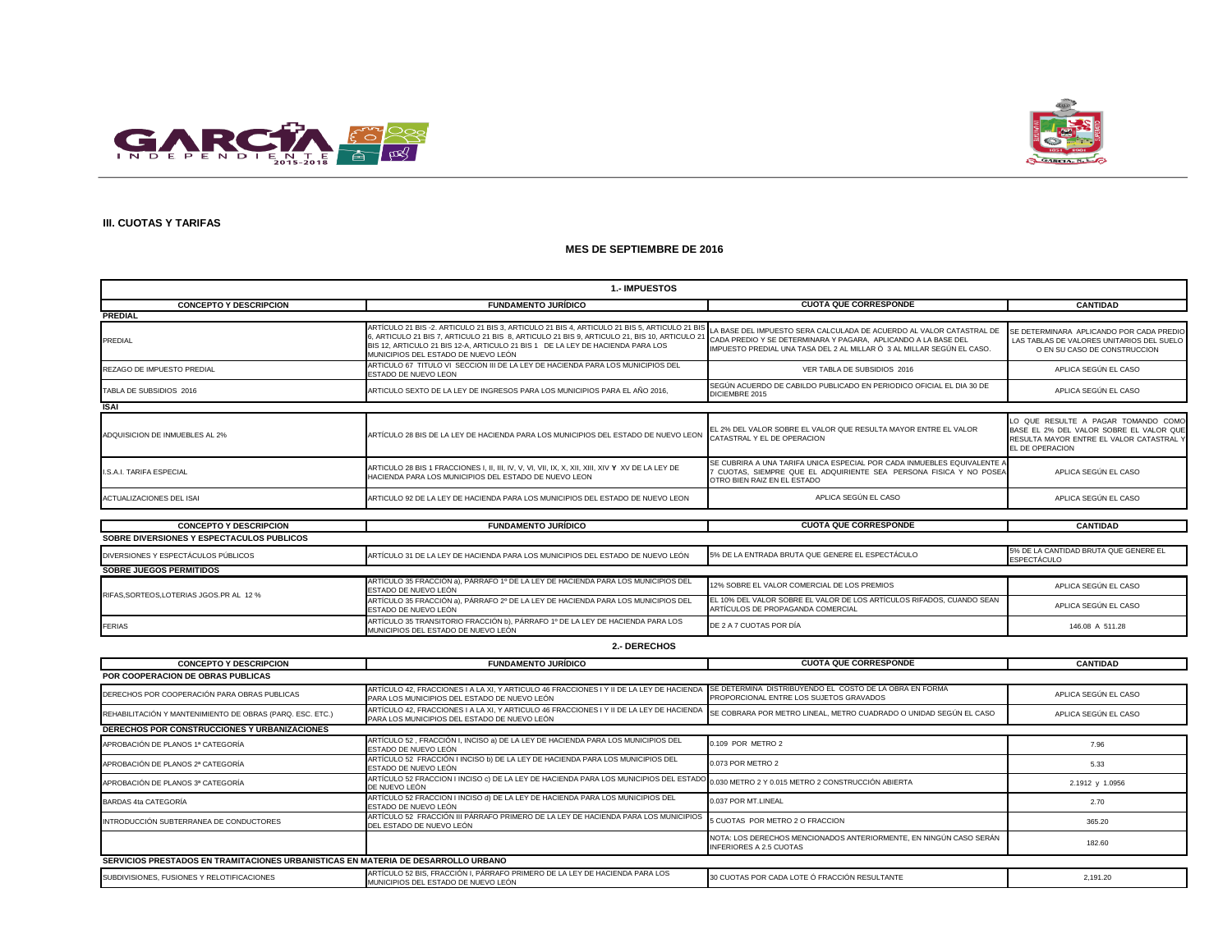### III. CUOTAS Y TARIFAS

### MES DE SEPTIEMBRE DE 2016

## 1.- IMPUESTOS

| CONCEPTO Y DESCRIPCION | FUNDAMENTO JURÍDICO | CUOTA QUE CORRESPONDE | CANTIDAD |
|---|---|---|---|
| **PREDIAL** | | | |
| PREDIAL | ARTÍCULO 21 BIS -2. ARTICULO 21 BIS 3, ARTICULO 21 BIS 4, ARTICULO 21 BIS 5, ARTICULO 21 BIS 6, ARTICULO 21 BIS 7, ARTICULO 21 BIS 8, ARTICULO 21 BIS 9, ARTICULO 21, BIS 10, ARTICULO 21 BIS 12, ARTICULO 21 BIS 12-A, ARTICULO 21 BIS 1 DE LA LEY DE HACIENDA PARA LOS MUNICIPIOS DEL ESTADO DE NUEVO LEÓN | LA BASE DEL IMPUESTO SERA CALCULADA DE ACUERDO AL VALOR CATASTRAL DE CADA PREDIO Y SE DETERMINARA Y PAGARA, APLICANDO A LA BASE DEL IMPUESTO PREDIAL UNA TASA DEL 2 AL MILLAR Ó 3 AL MILLAR SEGÚN EL CASO. | SE DETERMINARA APLICANDO POR CADA PREDIO LAS TABLAS DE VALORES UNITARIOS DEL SUELO O EN SU CASO DE CONSTRUCCION |
| REZAGO DE IMPUESTO PREDIAL | ARTICULO 67 TITULO VI SECCION III DE LA LEY DE HACIENDA PARA LOS MUNICIPIOS DEL ESTADO DE NUEVO LEON | VER TABLA DE SUBSIDIOS 2016 | APLICA SEGÚN EL CASO |
| TABLA DE SUBSIDIOS 2016 | ARTICULO SEXTO DE LA LEY DE INGRESOS PARA LOS MUNICIPIOS PARA EL AÑO 2016, | SEGÚN ACUERDO DE CABILDO PUBLICADO EN PERIODICO OFICIAL EL DIA 30 DE DICIEMBRE 2015 | APLICA SEGÚN EL CASO |
| **ISAI** | | | |
| ADQUISICION DE INMUEBLES AL 2% | ARTÍCULO 28 BIS DE LA LEY DE HACIENDA PARA LOS MUNICIPIOS DEL ESTADO DE NUEVO LEON | EL 2% DEL VALOR SOBRE EL VALOR QUE RESULTA MAYOR ENTRE EL VALOR CATASTRAL Y EL DE OPERACION | LO QUE RESULTE A PAGAR TOMANDO COMO BASE EL 2% DEL VALOR SOBRE EL VALOR QUE RESULTA MAYOR ENTRE EL VALOR CATASTRAL Y EL DE OPERACION |
| I.S.A.I. TARIFA ESPECIAL | ARTICULO 28 BIS 1 FRACCIONES I, II, III, IV, V, VI, VII, IX, X, XII, XIII, XIV **Y** XV DE LA LEY DE HACIENDA PARA LOS MUNICIPIOS DEL ESTADO DE NUEVO LEON | SE CUBRIRA A UNA TARIFA UNICA ESPECIAL POR CADA INMUEBLES EQUIVALENTE A 7 CUOTAS, SIEMPRE QUE EL ADQUIRIENTE SEA PERSONA FISICA Y NO POSEA OTRO BIEN RAIZ EN EL ESTADO | APLICA SEGÚN EL CASO |
| ACTUALIZACIONES DEL ISAI | ARTICULO 92 DE LA LEY DE HACIENDA PARA LOS MUNICIPIOS DEL ESTADO DE NUEVO LEON | APLICA SEGÚN EL CASO | APLICA SEGÚN EL CASO |

| CONCEPTO Y DESCRIPCION | FUNDAMENTO JURÍDICO | CUOTA QUE CORRESPONDE | CANTIDAD |
|---|---|---|---|
| **SOBRE DIVERSIONES Y ESPECTACULOS PUBLICOS** | | | |
| DIVERSIONES Y ESPECTÁCULOS PÚBLICOS | ARTÍCULO 31 DE LA LEY DE HACIENDA PARA LOS MUNICIPIOS DEL ESTADO DE NUEVO LEÓN | 5% DE LA ENTRADA BRUTA QUE GENERE EL ESPECTÁCULO | 5% DE LA CANTIDAD BRUTA QUE GENERE EL ESPECTÁCULO |
| **SOBRE JUEGOS PERMITIDOS** | | | |
| RIFAS,SORTEOS,LOTERIAS JGOS.PR AL 12 % | ARTÍCULO 35 FRACCIÓN a), PÁRRAFO 1º DE LA LEY DE HACIENDA PARA LOS MUNICIPIOS DEL ESTADO DE NUEVO LEÓN | 12% SOBRE EL VALOR COMERCIAL DE LOS PREMIOS | APLICA SEGÚN EL CASO |
| | ARTÍCULO 35 FRACCIÓN a), PÁRRAFO 2º DE LA LEY DE HACIENDA PARA LOS MUNICIPIOS DEL ESTADO DE NUEVO LEÓN | EL 10% DEL VALOR SOBRE EL VALOR DE LOS ARTÍCULOS RIFADOS, CUANDO SEAN ARTÍCULOS DE PROPAGANDA COMERCIAL | APLICA SEGÚN EL CASO |
| FERIAS | ARTÍCULO 35 TRANSITORIO FRACCIÓN b), PÁRRAFO 1º DE LA LEY DE HACIENDA PARA LOS MUNICIPIOS DEL ESTADO DE NUEVO LEÓN | DE 2 A 7 CUOTAS POR DÍA | 146.08 A 511.28 |

## 2.- DERECHOS

| CONCEPTO Y DESCRIPCION | FUNDAMENTO JURÍDICO | CUOTA QUE CORRESPONDE | CANTIDAD |
|---|---|---|---|
| **POR COOPERACION DE OBRAS PUBLICAS** | | | |
| DERECHOS POR COOPERACIÓN PARA OBRAS PUBLICAS | ARTÍCULO 42, FRACCIONES I A LA XI, Y ARTICULO 46 FRACCIONES I Y II DE LA LEY DE HACIENDA PARA LOS MUNICIPIOS DEL ESTADO DE NUEVO LEÓN | SE DETERMINA DISTRIBUYENDO EL COSTO DE LA OBRA EN FORMA PROPORCIONAL ENTRE LOS SUJETOS GRAVADOS | APLICA SEGÚN EL CASO |
| REHABILITACIÓN Y MANTENIMIENTO DE OBRAS (PARQ. ESC. ETC.) | ARTÍCULO 42, FRACCIONES I A LA XI, Y ARTICULO 46 FRACCIONES I Y II DE LA LEY DE HACIENDA PARA LOS MUNICIPIOS DEL ESTADO DE NUEVO LEÓN | SE COBRARA POR METRO LINEAL, METRO CUADRADO O UNIDAD SEGÚN EL CASO | APLICA SEGÚN EL CASO |
| **DERECHOS POR CONSTRUCCIONES Y URBANIZACIONES** | | | |
| APROBACIÓN DE PLANOS 1ª CATEGORÍA | ARTÍCULO 52 , FRACCIÓN I, INCISO a) DE LA LEY DE HACIENDA PARA LOS MUNICIPIOS DEL ESTADO DE NUEVO LEÓN | 0.109 POR METRO 2 | 7.96 |
| APROBACIÓN DE PLANOS 2ª CATEGORÍA | ARTÍCULO 52 FRACCIÓN I INCISO b) DE LA LEY DE HACIENDA PARA LOS MUNICIPIOS DEL ESTADO DE NUEVO LEÓN | 0.073 POR METRO 2 | 5.33 |
| APROBACIÓN DE PLANOS 3ª CATEGORÍA | ARTÍCULO 52 FRACCION I INCISO c) DE LA LEY DE HACIENDA PARA LOS MUNICIPIOS DEL ESTADO DE NUEVO LEÓN | 0.030 METRO 2 Y 0.015 METRO 2 CONSTRUCCIÓN ABIERTA | 2.1912 y 1.0956 |
| BARDAS 4ta CATEGORÍA | ARTÍCULO 52 FRACCION I INCISO d) DE LA LEY DE HACIENDA PARA LOS MUNICIPIOS DEL ESTADO DE NUEVO LEÓN | 0.037 POR MT.LINEAL | 2.70 |
| INTRODUCCIÓN SUBTERRANEA DE CONDUCTORES | ARTÍCULO 52 FRACCIÓN III PÁRRAFO PRIMERO DE LA LEY DE HACIENDA PARA LOS MUNICIPIOS DEL ESTADO DE NUEVO LEÓN | 5 CUOTAS POR METRO 2 O FRACCION | 365.20 |
| | | NOTA: LOS DERECHOS MENCIONADOS ANTERIORMENTE, EN NINGÚN CASO SERÁN INFERIORES A 2.5 CUOTAS | 182.60 |
| **SERVICIOS PRESTADOS EN TRAMITACIONES URBANISTICAS EN MATERIA DE DESARROLLO URBANO** | | | |
| SUBDIVISIONES, FUSIONES Y RELOTIFICACIONES | ARTÍCULO 52 BIS, FRACCIÓN I, PÁRRAFO PRIMERO DE LA LEY DE HACIENDA PARA LOS MUNICIPIOS DEL ESTADO DE NUEVO LEÓN | 30 CUOTAS POR CADA LOTE Ó FRACCIÓN RESULTANTE | 2,191.20 |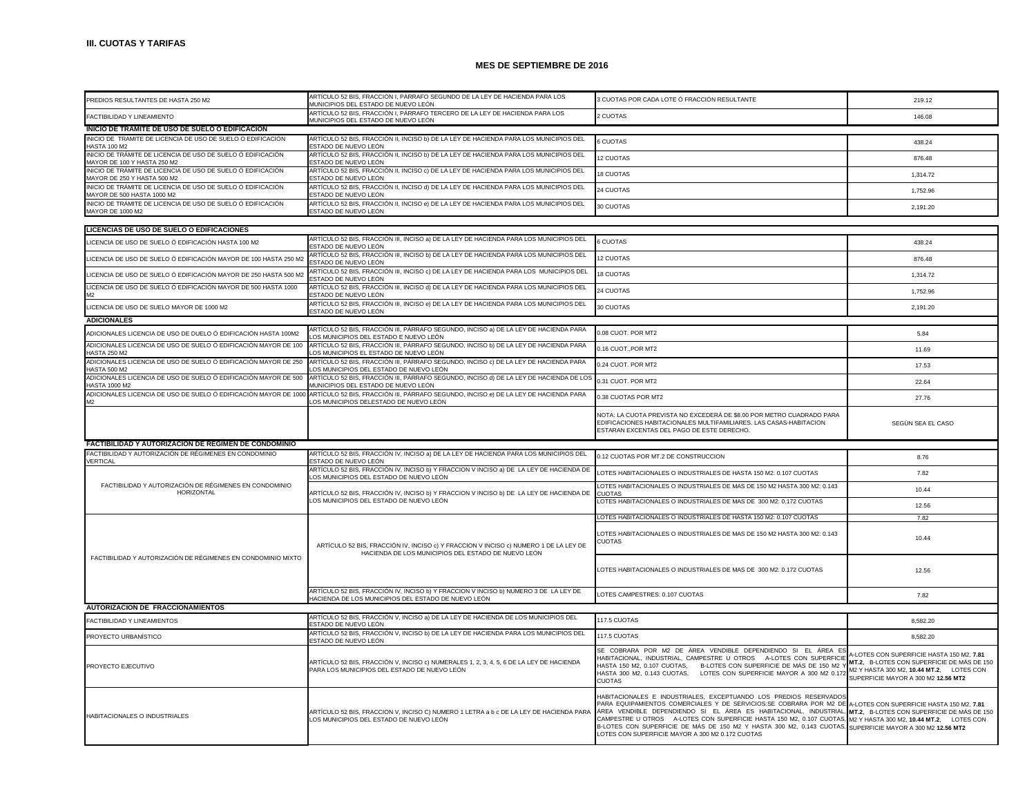**III. CUOTAS Y TARIFAS**

**MES DE SEPTIEMBRE DE 2016**

| | | | |
|---|---|---|---|
| PREDIOS RESULTANTES DE HASTA 250 M2 | ARTÍCULO 52 BIS, FRACCIÓN I, PÁRRAFO SEGUNDO DE LA LEY DE HACIENDA PARA LOS MUNICIPIOS DEL ESTADO DE NUEVO LEÓN | 3 CUOTAS POR CADA LOTE Ó FRACCIÓN RESULTANTE | 219.12 |
| FACTIBILIDAD Y LINEAMIENTO | ARTÍCULO 52 BIS, FRACCIÓN I, PÁRRAFO TERCERO DE LA LEY DE HACIENDA PARA LOS MUNICIPIOS DEL ESTADO DE NUEVO LEÓN | 2 CUOTAS | 146.08 |
| **INICIO DE TRAMITE DE USO DE SUELO O EDIFICACIÓN** | | | |
| INICIO DE TRAMITE DE LICENCIA DE USO DE SUELO Ó EDIFICACIÓN HASTA 100 M2 | ARTÍCULO 52 BIS, FRACCIÓN II, INCISO b) DE LA LEY DE HACIENDA PARA LOS MUNICIPIOS DEL ESTADO DE NUEVO LEÓN | 6 CUOTAS | 438.24 |
| INICIO DE TRÁMITE DE LICENCIA DE USO DE SUELO Ó EDIFICACIÓN MAYOR DE 100 Y HASTA 250 M2 | ARTÍCULO 52 BIS, FRACCIÓN II, INCISO b) DE LA LEY DE HACIENDA PARA LOS MUNICIPIOS DEL ESTADO DE NUEVO LEÓN | 12 CUOTAS | 876.48 |
| INICIO DE TRÁMITE DE LICENCIA DE USO DE SUELO Ó EDIFICACIÓN MAYOR DE 250 Y HASTA 500 M2 | ARTÍCULO 52 BIS, FRACCIÓN II, INCISO c) DE LA LEY DE HACIENDA PARA LOS MUNICIPIOS DEL ESTADO DE NUEVO LEÓN | 18 CUOTAS | 1,314.72 |
| INICIO DE TRÁMITE DE LICENCIA DE USO DE SUELO Ó EDIFICACIÓN MAYOR DE 500 HASTA 1000 M2 | ARTÍCULO 52 BIS, FRACCIÓN II, INCISO d) DE LA LEY DE HACIENDA PARA LOS MUNICIPIOS DEL ESTADO DE NUEVO LEÓN | 24 CUOTAS | 1,752.96 |
| INICIO DE TRÁMITE DE LICENCIA DE USO DE SUELO Ó EDIFICACIÓN MAYOR DE 1000 M2 | ARTÍCULO 52 BIS, FRACCIÓN II, INCISO e) DE LA LEY DE HACIENDA PARA LOS MUNICIPIOS DEL ESTADO DE NUEVO LEÓN | 30 CUOTAS | 2,191.20 |
| **LICENCIAS DE USO DE SUELO O EDIFICACIONES** | | | |
| LICENCIA DE USO DE SUELO Ó EDIFICACIÓN HASTA 100 M2 | ARTÍCULO 52 BIS, FRACCIÓN III, INCISO a) DE LA LEY DE HACIENDA PARA LOS MUNICIPIOS DEL ESTADO DE NUEVO LEÓN | 6 CUOTAS | 438.24 |
| LICENCIA DE USO DE SUELO Ó EDIFICACIÓN MAYOR DE 100 HASTA 250 M2 | ARTÍCULO 52 BIS, FRACCIÓN III, INCISO b) DE LA LEY DE HACIENDA PARA LOS MUNICIPIOS DEL ESTADO DE NUEVO LEÓN | 12 CUOTAS | 876.48 |
| LICENCIA DE USO DE SUELO Ó EDIFICACIÓN MAYOR DE 250 HASTA 500 M2 | ARTÍCULO 52 BIS, FRACCIÓN III, INCISO c) DE LA LEY DE HACIENDA PARA LOS MUNICIPIOS DEL ESTADO DE NUEVO LEÓN | 18 CUOTAS | 1,314.72 |
| LICENCIA DE USO DE SUELO Ó EDIFICACIÓN MAYOR DE 500 HASTA 1000 M2 | ARTÍCULO 52 BIS, FRACCIÓN III, INCISO d) DE LA LEY DE HACIENDA PARA LOS MUNICIPIOS DEL ESTADO DE NUEVO LEÓN | 24 CUOTAS | 1,752.96 |
| LICENCIA DE USO DE SUELO MAYOR DE 1000 M2 | ARTÍCULO 52 BIS, FRACCIÓN III, INCISO e) DE LA LEY DE HACIENDA PARA LOS MUNICIPIOS DEL ESTADO DE NUEVO LEÓN | 30 CUOTAS | 2,191.20 |
| **ADICIONALES** | | | |
| ADICIONALES LICENCIA DE USO DE DUELO Ó EDIFICACIÓN HASTA 100M2 | ARTÍCULO 52 BIS, FRACCIÓN III, PÁRRAFO SEGUNDO, INCISO a) DE LA LEY DE HACIENDA PARA LOS MUNICIPIOS DEL ESTADO E NUEVO LEÓN | 0.08 CUOT. POR MT2 | 5.84 |
| ADICIONALES LICENCIA DE USO DE SUELO Ó EDIFICACIÓN MAYOR DE 100 HASTA 250 M2 | ARTÍCULO 52 BIS, FRACCIÓN III, PÁRRAFO SEGUNDO, INCISO b) DE LA LEY DE HACIENDA PARA LOS MUNICIPIOS EL ESTADO DE NUEVO LEÓN | 0.16 CUOT.,POR MT2 | 11.69 |
| ADICIONALES LICENCIA DE USO DE SUELO Ó EDIFICACIÓN MAYOR DE 250 HASTA 500 M2 | ARTÍCULO 52 BIS, FRACCIÓN III, PÁRRAFO SEGUNDO, INCISO c) DE LA LEY DE HACIENDA PARA LOS MUNICIPIOS DEL ESTADO DE NUEVO LEÓN | 0.24 CUOT. POR MT2 | 17.53 |
| ADICIONALES LICENCIA DE USO DE SUELO Ó EDIFICACIÓN MAYOR DE 500 HASTA 1000 M2 | ARTÍCULO 52 BIS, FRACCIÓN III, PÁRRAFO SEGUNDO, INCISO d) DE LA LEY DE HACIENDA DE LOS MUNICIPIOS DEL ESTADO DE NUEVO LEÓN | 0.31 CUOT. POR MT2 | 22.64 |
| ADICIONALES LICENCIA DE USO DE SUELO Ó EDIFICACIÓN MAYOR DE 1000 M2 | ARTÍCULO 52 BIS, FRACCIÓN III, PÁRRAFO SEGUNDO, INCISO e) DE LA LEY DE HACIENDA PARA LOS MUNICIPIOS DELESTADO DE NUEVO LEÓN | 0.38 CUOTAS POR MT2 | 27.76 |
| | | NOTA: LA CUOTA PREVISTA NO EXCEDERÁ DE $8.00 POR METRO CUADRADO PARA EDIFICACIONES HABITACIONALES MULTIFAMILIARES. LAS CASAS-HABITACION ESTARAN EXCENTAS DEL PAGO DE ESTE DERECHO. | SEGÚN SEA EL CASO |
| **FACTIBILIDAD Y AUTORIZACIÓN DE RÉGIMEN DE CONDOMINIO** | | | |
| FACTIBILIDAD Y AUTORIZACIÓN DE RÉGIMENES EN CONDOMINIO VERTICAL | ARTÍCULO 52 BIS, FRACCIÓN IV, INCISO a) DE LA LEY DE HACIENDA PARA LOS MUNICIPIOS DEL ESTADO DE NUEVO LEÓN | 0.12 CUOTAS POR MT.2 DE CONSTRUCCION | 8.76 |
| FACTIBILIDAD Y AUTORIZACIÓN DE RÉGIMENES EN CONDOMINIO HORIZONTAL | ARTÍCULO 52 BIS, FRACCIÓN IV, INCISO b) Y FRACCION V INCISO a) DE LA LEY DE HACIENDA DE LOS MUNICIPIOS DEL ESTADO DE NUEVO LEÓN | LOTES HABITACIONALES O INDUSTRIALES DE HASTA 150 M2: 0.107 CUOTAS | 7.82 |
| | ARTÍCULO 52 BIS, FRACCIÓN IV, INCISO b) Y FRACCION V INCISO b) DE LA LEY DE HACIENDA DE LOS MUNICIPIOS DEL ESTADO DE NUEVO LEÓN | LOTES HABITACIONALES O INDUSTRIALES DE MAS DE 150 M2 HASTA 300 M2: 0.143 CUOTAS | 10.44 |
| | | LOTES HABITACIONALES O INDUSTRIALES DE MAS DE 300 M2: 0.172 CUOTAS | 12.56 |
| FACTIBILIDAD Y AUTORIZACIÓN DE RÉGIMENES EN CONDOMINIO MIXTO | ARTÍCULO 52 BIS, FRACCIÓN IV, INCISO c) Y FRACCION V INCISO c) NUMERO 1 DE LA LEY DE HACIENDA DE LOS MUNICIPIOS DEL ESTADO DE NUEVO LEÓN | LOTES HABITACIONALES O INDUSTRIALES DE HASTA 150 M2: 0.107 CUOTAS | 7.82 |
| | | LOTES HABITACIONALES O INDUSTRIALES DE MAS DE 150 M2 HASTA 300 M2: 0.143 CUOTAS | 10.44 |
| | | LOTES HABITACIONALES O INDUSTRIALES DE MAS DE 300 M2: 0.172 CUOTAS | 12.56 |
| | ARTÍCULO 52 BIS, FRACCIÓN IV, INCISO b) Y FRACCION V INCISO b) NUMERO 3 DE LA LEY DE HACIENDA DE LOS MUNICIPIOS DEL ESTADO DE NUEVO LEÓN | LOTES CAMPESTRES: 0.107 CUOTAS | 7.82 |
| **AUTORIZACION DE FRACCIONAMIENTOS** | | | |
| FACTIBILIDAD Y LINEAMIENTOS | ARTÍCULO 52 BIS, FRACCIÓN V, INCISO a) DE LA LEY DE HACIENDA DE LOS MUNICIPIOS DEL ESTADO DE NUEVO LEÓN | 117.5 CUOTAS | 8,582.20 |
| PROYECTO URBANÍSTICO | ARTÍCULO 52 BIS, FRACCIÓN V, INCISO b) DE LA LEY DE HACIENDA PARA LOS MUNICIPIOS DEL ESTADO DE NUEVO LEÓN | 117.5 CUOTAS | 8,582.20 |
| PROYECTO EJECUTIVO | ARTÍCULO 52 BIS, FRACCIÓN V, INCISO c) NUMERALES 1, 2, 3, 4, 5, 6 DE LA LEY DE HACIENDA PARA LOS MUNICIPIOS DEL ESTADO DE NUEVO LEÓN | SE COBRARA POR M2 DE ÁREA VENDIBLE DEPENDIENDO SI EL ÁREA ES HABITACIONAL, INDUSTRIAL, CAMPESTRE U OTROS A-LOTES CON SUPERFICIE HASTA 150 M2, 0.107 CUOTAS, B-LOTES CON SUPERFICIE DE MÁS DE 150 M2 Y HASTA 300 M2, 0.143 CUOTAS, LOTES CON SUPERFICIE MAYOR A 300 M2 0.172 CUOTAS | A-LOTES CON SUPERFICIE HASTA 150 M2, **7.81 MT.2**, B-LOTES CON SUPERFICIE DE MÁS DE 150 M2 Y HASTA 300 M2, **10.44 MT.2**, LOTES CON SUPERFICIE MAYOR A 300 M2 **12.56 MT2** |
| HABITACIONALES O INDUSTRIALES | ARTÍCULO 52 BIS, FRACCION V, INCISO C) NUMERO 1 LETRA a b c DE LA LEY DE HACIENDA PARA LOS MUNICIPIOS DEL ESTADO DE NUEVO LEÓN | HABITACIONALES E INDUSTRIALES, EXCEPTUANDO LOS PREDIOS RESERVADOS PARA EQUIPAMIENTOS COMERCIALES Y DE SERVICIOS:SE COBRARA POR M2 DE ÁREA VENDIBLE DEPENDIENDO SI EL ÁREA ES HABITACIONAL, INDUSTRIAL, CAMPESTRE U OTROS A-LOTES CON SUPERFICIE HASTA 150 M2, 0.107 CUOTAS, B-LOTES CON SUPERFICIE DE MÁS DE 150 M2 Y HASTA 300 M2, 0.143 CUOTAS, LOTES CON SUPERFICIE MAYOR A 300 M2 0.172 CUOTAS | A-LOTES CON SUPERFICIE HASTA 150 M2, **7.81 MT.2**, B-LOTES CON SUPERFICIE DE MÁS DE 150 M2 Y HASTA 300 M2, **10.44 MT.2**, LOTES CON SUPERFICIE MAYOR A 300 M2 **12.56 MT2** |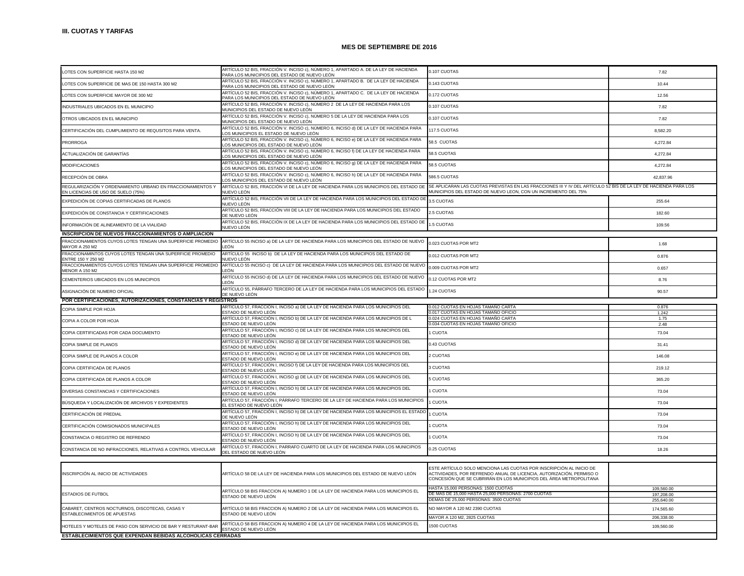### III. CUOTAS Y TARIFAS

### MES DE SEPTIEMBRE DE 2016

| | | | |
|---|---|---|---|
| LOTES CON SUPERFICIE HASTA 150 M2 | ARTÍCULO 52 BIS, FRACCIÓN V. INCISO c), NÚMERO 1, APARTADO A. DE LA LEY DE HACIENDA PARA LOS MUNICIPIOS DEL ESTADO DE NUEVO LEÓN | 0.107 CUOTAS | 7.82 |
| LOTES CON SUPERFICIE DE MAS DE 150 HASTA 300 M2 | ARTÍCULO 52 BIS, FRACCIÓN V. INCISO c), NÚMERO 1, APARTADO B. DE LA LEY DE HACIENDA PARA LOS MUNICIPIOS DEL ESTADO DE NUEVO LEÓN | 0.143 CUOTAS | 10.44 |
| LOTES CON SUPERFICIE MAYOR DE 300 M2 | ARTÍCULO 52 BIS, FRACCIÓN V. INCISO c), NÚMERO 1, APARTADO C. DE LA LEY DE HACIENDA PARA LOS MUNICIPIOS DEL ESTADO DE NUEVO LEÓN | 0.172 CUOTAS | 12.56 |
| INDUSTRIALES UBICADOS EN EL MUNICIPIO | ARTÍCULO 52 BIS, FRACCIÓN V. INCISO c), NÚMERO 2 DE LA LEY DE HACIENDA PARA LOS MUNICIPIOS DEL ESTADO DE NUEVO LEÓN | 0.107 CUOTAS | 7.82 |
| OTROS UBICADOS EN EL MUNICIPIO | ARTÍCULO 52 BIS, FRACCIÓN V. INCISO c), NÚMERO 5 DE LA LEY DE HACIENDA PARA LOS MUNICIPIOS DEL ESTADO DE NUEVO LEÓN | 0.107 CUOTAS | 7.82 |
| CERTIFICACIÓN DEL CUMPLIMIENTO DE REQUSITOS PARA VENTA. | ARTÍCULO 52 BIS, FRACCIÓN V. INCISO c), NÚMERO 6, INCISO d) DE LA LEY DE HACIENDA PARA LOS MUNICIPIOS EL ESTADO DE NUEVO LEÓN | 117.5 CUOTAS | 8,582.20 |
| PRORROGA | ARTÍCULO 52 BIS, FRACCIÓN V. INCISO c), NÚMERO 6, INCISO e) DE LA LEY DE HACIENDA PARA LOS MUNICIPIOS DEL ESTADO DE NUEVO LEÓN | 58.5 CUOTAS | 4,272.84 |
| ACTUALIZACIÓN DE GARANTÍAS | ARTÍCULO 52 BIS, FRACCIÓN V. INCISO c), NÚMERO 6, INCISO f) DE LA LEY DE HACIENDA PARA LOS MUNICIPIOS DEL ESTADO DE NUEVO LEÓN | 58.5 CUOTAS | 4,272.84 |
| MODIFICACIONES | ARTÍCULO 52 BIS, FRACCIÓN V. INCISO c), NÚMERO 6, INCISO g) DE LA LEY DE HACIENDA PARA LOS MUNICIPIOS DEL ESTADO DE NUEVO LEÓN | 58.5 CUOTAS | 4,272.84 |
| RECEPCIÓN DE OBRA | ARTÍCULO 52 BIS, FRACCIÓN V. INCISO c), NÚMERO 6, INCISO h) DE LA LEY DE HACIENDA PARA LOS MUNICIPIOS DEL ESTADO DE NUEVO LEÓN | 586.5 CUOTAS | 42,837.96 |
| REGULARIZACIÓN Y ORDENAMIENTO URBANO EN FRACCIONAMIENTOS Y EN LICENCIAS DE USO DE SUELO (75%) | ARTÍCULO 52 BIS, FRACCIÓN VI DE LA LEY DE HACIENDA PARA LOS MUNICIPIOS DEL ESTADO DE NUEVO LEÓN | SE APLICARAN LAS CUOTAS PREVISTAS EN LAS FRACCIONES III Y IV DEL ARTÍCULO 52 BIS DE LA LEY DE HACIENDA PARA LOS MUNICIPIOS DEL ESTADO DE NUEVO LEON, CON UN INCREMENTO DEL 75% | |
| EXPEDICIÓN DE COPIAS CERTIFICADAS DE PLANOS | ARTÍCULO 52 BIS, FRACCIÓN VII DE LA LEY DE HACIENDA PARA LOS MUNICIPIOS DEL ESTADO DE NUEVO LEÓN | 3.5 CUOTAS | 255.64 |
| EXPEDICIÓN DE CONSTANCIA Y CERTIFICACIONES | ARTÍCULO 52 BIS, FRACCIÓN VIII DE LA LEY DE HACIENDA PARA LOS MUNICIPIOS DEL ESTADO DE NUEVO LEÓN | 2.5 CUOTAS | 182.60 |
| INFORMACIÓN DE ALINEAMIENTO DE LA VIALIDAD | ARTÍCULO 52 BIS, FRACCIÓN IX DE LA LEY DE HACIENDA PARA LOS MUNICIPIOS DEL ESTADO DE NUEVO LEÓN | 1.5 CUOTAS | 109.56 |
| **INSCRIPCION DE NUEVOS FRACCIONAMIENTOS O AMPLIACION** | | | |
| FRACCIONAMIENTOS CUYOS LOTES TENGAN UNA SUPERFICIE PROMEDIO MAYOR A 250 M2 | ARTÍCULO 55 INCISO a) DE LA LEY DE HACIENDA PARA LOS MUNICIPIOS DEL ESTADO DE NUEVO LEÓN | 0.023 CUOTAS POR MT2 | 1.68 |
| FRACCIONAMINTOS CUYOS LOTES TENGAN UNA SUPERFICIE PROMEDIO ENTRE 150 Y 250 M2 | ARTÍCULO 55 INCISO b) DE LA LEY DE HACIENDA PARA LOS MUNICIPIOS DEL ESTADO DE NUEVO LEÓN | 0.012 CUOTAS POR MT2 | 0.876 |
| FRACCIONAMIENTOS CUYOS LOTES TENGAN UNA SUPERFICIE PROMEDIO MENOR A 150 M2 | ARTÍCULO 55 INCISO c) DE LA LEY DE HACIENDA PARA LOS MUNICIPIOS DEL ESTADO DE NUEVO LEÓN | 0.009 CUOTAS POR MT2 | 0.657 |
| CEMENTERIOS UBICADOS EN LOS MUNICIPIOS | ARTÍCULO 55 INCISO d) DE LA LEY DE HACIENDA PARA LOS MUNICIPIOS DEL ESTADO DE NUEVO LEÓN | 0.12 CUOTAS POR MT2 | 8.76 |
| ASIGNACIÓN DE NUMERO OFICIAL | ARTÍCULO 55, PÁRRAFO TERCERO DE LA LEY DE HACIENDA PARA LOS MUNICIPIOS DEL ESTADO DE NUEVO LEÓN | 1.24 CUOTAS | 90.57 |
| **POR CERTIFICACIONES, AUTORIZACIONES, CONSTANCIAS Y REGISTROS** | | | |
| COPIA SIMPLE POR HOJA | ARTÍCULO 57, FRACCIÓN I, INCISO a) DE LA LEY DE HACIENDA PARA LOS MUNICIPIOS DEL ESTADO DE NUEVO LEÓN | 0.012 CUOTAS EN HOJAS TAMAÑO CARTA | 0.876 |
| | | 0.017 CUOTAS EN HOJAS TAMAÑO OFICIO | 1.242 |
| COPIA A COLOR POR HOJA | ARTÍCULO 57, FRACCIÓN I, INCISO b) DE LA LEY DE HACIENDA PARA LOS MUNICIPIOS DE L ESTADO DE NUEVO LEÓN | 0.024 CUOTAS EN HOJAS TAMAÑO CARTA | 1.75 |
| | | 0.034 CUOTAS EN HOJAS TAMAÑO OFICIO | 2.48 |
| COPIA CERTIFICADAS POR CADA DOCUMENTO | ARTÍCULO 57, FRACCIÓN I, INCISO c) DE LA LEY DE HACIENDA PARA LOS MUNICIPIOS DEL ESTADO DE NUEVO LEÓN | 1 CUOTA | 73.04 |
| COPIA SIMPLE DE PLANOS | ARTÍCULO 57, FRACCIÓN I, INCISO d) DE LA LEY DE HACIENDA PARA LOS MUNICIPIOS DEL ESTADO DE NUEVO LEÓN | 0.43 CUOTAS | 31.41 |
| COPIA SIMPLE DE PLANOS A COLOR | ARTÍCULO 57, FRACCIÓN I, INCISO e) DE LA LEY DE HACIENDA PARA LOS MUNICIPIOS DEL ESTADO DE NUEVO LEÓN | 2 CUOTAS | 146.08 |
| COPIA CERTIFICADA DE PLANOS | ARTÍCULO 57, FRACCIÓN I, INCISO f) DE LA LEY DE HACIENDA PARA LOS MUNICIPIOS DEL ESTADO DE NUEVO LEÓN | 3 CUOTAS | 219.12 |
| COPIA CERTIFICADA DE PLANOS A COLOR | ARTÍCULO 57, FRACCIÓN I, INCISO g) DE LA LEY DE HACIENDA PARA LOS MUNICIPIOS DEL ESTADO DE NUEVO LEÓN | 5 CUOTAS | 365.20 |
| DIVERSAS CONSTANCIAS Y CERTIFICACIONES | ARTÍCULO 57, FRACCIÓN I, INCISO h) DE LA LEY DE HACIENDA PARA LOS MUNICIPIOS DEL ESTADO DE NUEVO LEÓN | 1 CUOTA | 73.04 |
| BÚSQUEDA Y LOCALIZACIÓN DE ARCHIVOS Y EXPEDIENTES | ARTÍCULO 57, FRACCIÓN I, PÁRRAFO TERCERO DE LA LEY DE HACIENDA PARA LOS MUNICIPIOS EL ESTADO DE NUEVO LEÓN | 1 CUOTA | 73.04 |
| CERTIFICACIÓN DE PREDIAL | ARTÍCULO 57, FRACCIÓN I, INCISO h) DE LA LEY DE HACIENDA PARA LOS MUNICIPIOS EL ESTADO DE NUEVO LEÓN | 1 CUOTA | 73.04 |
| CERTIFICACIÓN COMISIONADOS MUNICIPALES | ARTÍCULO 57, FRACCIÓN I, INCISO h) DE LA LEY DE HACIENDA PARA LOS MUNICIPIOS DEL ESTADO DE NUEVO LEÓN | 1 CUOTA | 73.04 |
| CONSTANCIA O REGISTRO DE REFRENDO | ARTÍCULO 57, FRACCIÓN I, INCISO h) DE LA LEY DE HACIENDA PARA LOS MUNICIPIOS DEL ESTADO DE NUEVO LEÓN | 1 CUOTA | 73.04 |
| CONSTANCIA DE NO INFRACCIONES, RELATIVAS A CONTROL VEHICULAR | ARTÍCULO 57, FRACCIÓN I, PARRAFO CUARTO DE LA LEY DE HACIENDA PARA LOS MUNICIPIOS DEL ESTADO DE NUEVO LEÓN | 0.25 CUOTAS | 18.26 |
| INSCRIPCIÓN AL INICIO DE ACTIVIDADES | ARTÍCULO 58 DE LA LEY DE HACIENDA PARA LOS MUNICIPIOS DEL ESTADO DE NUEVO LEÓN | ESTE ARTÍCULO SOLO MENCIONA LAS CUOTAS POR INSCRIPCIÓN AL INICIO DE ACTIVIDADES, POR REFRENDO ANUAL DE LICENCIA, AUTORIZACIÓN, PERMISO O CONCESIÓN QUE SE CUBRIRÁN EN LOS MUNICIPIOS DEL ÁREA METROPOLITANA | |
| ESTADIOS DE FUTBOL | ARTÍCULO 58 BIS FRACCION A) NUMERO 1 DE LA LEY DE HACIENDA PARA LOS MUNICIPIOS EL ESTADO DE NUEVO LEÓN | HASTA 15,000 PERSONAS: 1500 CUOTAS | 109,560.00 |
| | | DE MAS DE 15,000 HASTA 25,000 PERSONAS: 2700 CUOTAS | 197,208.00 |
| | | DEMAS DE 25,000 PERSONAS: 3500 CUOTAS | 255,640.00 |
| CABARET, CENTROS NOCTURNOS, DISCOTECAS, CASAS Y ESTABLECIMIENTOS DE APUESTAS | ARTÍCULO 58 BIS FRACCION A) NUMERO 2 DE LA LEY DE HACIENDA PARA LOS MUNICIPIOS EL ESTADO DE NUEVO LEÓN | NO MAYOR A 120 M2 2390 CUOTAS | 174,565.60 |
| | | MAYOR A 120 M2, 2825 CUOTAS | 206,338.00 |
| HOTELES Y MOTELES DE PASO CON SERVICIO DE BAR Y RESTURANT-BAR | ARTÍCULO 58 BIS FRACCION A) NUMERO 4 DE LA LEY DE HACIENDA PARA LOS MUNICIPIOS EL ESTADO DE NUEVO LEÓN | 1500 CUOTAS | 109,560.00 |
| **ESTABLECIMIENTOS QUE EXPENDAN BEBIDAS ALCOHOLICAS CERRADAS** | | | |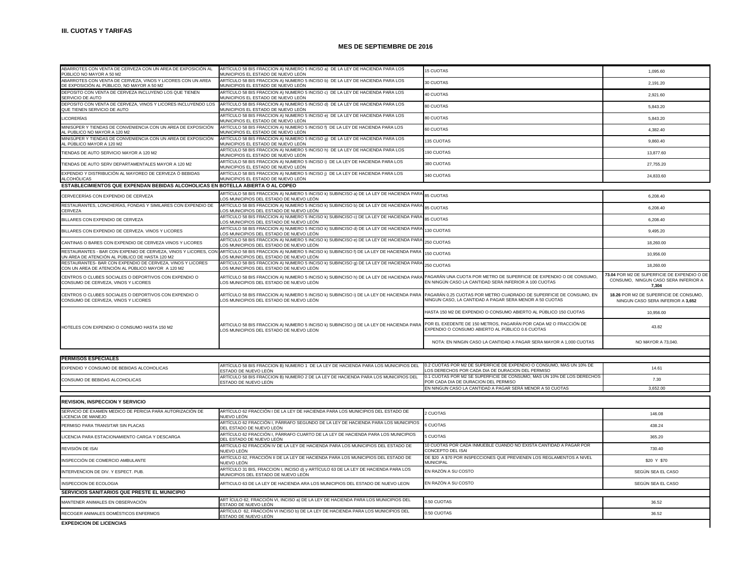**III. CUOTAS Y TARIFAS**

**MES DE SEPTIEMBRE DE 2016**

| | | | |
|---|---|---|---|
| ABARROTES CON VENTA DE CERVEZA CON UN AREA DE EXPOSICIÓN AL PÚBLICO NO MAYOR A 50 M2 | ARTÍCULO 58 BIS FRACCION A) NUMERO 5 INCISO a) DE LA LEY DE HACIENDA PARA LOS MUNICIPIOS EL ESTADO DE NUEVO LEÓN | 15 CUOTAS | 1,095.60 |
| ABARROTES CON VENTA DE CERVEZA, VINOS Y LICORES CON UN AREA DE EXPOSICIÓN AL PÚBLICO, NO MAYOR A 50 M2 | ARTÍCULO 58 BIS FRACCION A) NUMERO 5 INCISO b) DE LA LEY DE HACIENDA PARA LOS MUNICIPIOS EL ESTADO DE NUEVO LEÓN | 30 CUOTAS | 2,191.20 |
| DEPOSITO CON VENTA DE CERVEZA INCLUYENO LOS QUE TIENEN SERVICIO DE AUTO | ARTÍCULO 58 BIS FRACCION A) NUMERO 5 INCISO c) DE LA LEY DE HACIENDA PARA LOS MUNICIPIOS EL ESTADO DE NUEVO LEÓN | 40 CUOTAS | 2,921.60 |
| DEPOSITO CON VENTA DE CERVEZA, VINOS Y LICORES INCLUYENDO LOS QUE TIENEN SERVICIO DE AUTO | ARTÍCULO 58 BIS FRACCION A) NUMERO 5 INCISO d) DE LA LEY DE HACIENDA PARA LOS MUNICIPIOS EL ESTADO DE NUEVO LEÓN | 80 CUOTAS | 5,843.20 |
| LICORERÍAS | ARTÍCULO 58 BIS FRACCION A) NUMERO 5 INCISO e) DE LA LEY DE HACIENDA PARA LOS MUNICIPIOS EL ESTADO DE NUEVO LEÓN | 80 CUOTAS | 5,843.20 |
| MINISÚPER Y TIENDAS DE CONVENIENCIA CON UN AREA DE EXPOSICIÓN AL PUBLICO NO MAYOR A 120 M2 | ARTÍCULO 58 BIS FRACCION A) NUMERO 5 INCISO f) DE LA LEY DE HACIENDA PARA LOS MUNICIPIOS EL ESTADO DE NUEVO LEÓN | 60 CUOTAS | 4,382.40 |
| MINISÚPER Y TIENDAS DE CONVENIENCIA CON UN AREA DE EXPOSICIÓN AL PÚBLICO MAYOR A 120 M2 | ARTÍCULO 58 BIS FRACCION A) NUMERO 5 INCISO g) DE LA LEY DE HACIENDA PARA LOS MUNICIPIOS EL ESTADO DE NUEVO LEÓN | 135 CUOTAS | 9,860.40 |
| TIENDAS DE AUTO SERVICIO MAYOR A 120 M2 | ARTÍCULO 58 BIS FRACCION A) NUMERO 5 INCISO h) DE LA LEY DE HACIENDA PARA LOS MUNICIPIOS EL ESTADO DE NUEVO LEÓN | 190 CUOTAS | 13,877.60 |
| TIENDAS DE AUTO SERV DEPARTAMENTALES MAYOR A 120 M2 | ARTÍCULO 58 BIS FRACCION A) NUMERO 5 INCISO i) DE LA LEY DE HACIENDA PARA LOS MUNICIPIOS EL ESTADO DE NUEVO LEÓN | 380 CUOTAS | 27,755.20 |
| EXPENDIO Y DISTRIBUCIÓN AL MAYOREO DE CERVEZA Ó BEBIDAS ALCOHÓLICAS | ARTÍCULO 58 BIS FRACCION A) NUMERO 5 INCISO j) DE LA LEY DE HACIENDA PARA LOS MUNICIPIOS EL ESTADO DE NUEVO LEÓN | 340 CUOTAS | 24,833.60 |
| **ESTABLECIMIENTOS QUE EXPENDAN BEBIDAS ALCOHOLICAS EN BOTELLA ABIERTA O AL COPEO** | | | |
| CERVECERÍAS CON EXPENDIO DE CERVEZA | ARTÍCULO 58 BIS FRACCION A) NUMERO 5 INCISO k) SUBINCISO a) DE LA LEY DE HACIENDA PARA LOS MUNICIPIOS DEL ESTADO DE NUEVO LEÓN | 85 CUOTAS | 6,208.40 |
| RESTAURANTES, LONCHERÍAS, FONDAS Y SIMILARES CON EXPENDIO DE CERVEZA | ARTÍCULO 58 BIS FRACCION A) NUMERO 5 INCISO k) SUBINCISO b) DE LA LEY DE HACIENDA PARA LOS MUNICIPIOS DEL ESTADO DE NUEVO LEÓN | 85 CUOTAS | 6,208.40 |
| BILLARES CON EXPENDIO DE CERVEZA | ARTÍCULO 58 BIS FRACCION A) NUMERO 5 INCISO k) SUBINCISO c) DE LA LEY DE HACIENDA PARA LOS MUNICIPIOS DEL ESTADO DE NUEVO LEÓN | 85 CUOTAS | 6,208.40 |
| BILLARES CON EXPENDIO DE CERVEZA. VINOS Y LICORES | ARTÍCULO 58 BIS FRACCION A) NUMERO 5 INCISO k) SUBINCISO d) DE LA LEY DE HACIENDA PARA LOS MUNICIPIOS DEL ESTADO DE NUEVO LEÓN | 130 CUOTAS | 9,495.20 |
| CANTINAS O BARES CON EXPENDIO DE CERVEZA VINOS Y LICORES | ARTÍCULO 58 BIS FRACCION A) NUMERO 5 INCISO k) SUBINCISO e) DE LA LEY DE HACIENDA PARA LOS MUNICIPIOS DEL ESTADO DE NUEVO LEÓN | 250 CUOTAS | 18,260.00 |
| RESTAURANTES - BAR CON EXPENIO DE CERVEZA, VINOS Y LICORES, CON UN ÁREA DE ATENCIÓN AL PÚBLICO DE HASTA 120 M2 | ARTÍCULO 58 BIS FRACCION A) NUMERO 5 INCISO k) SUBINCISO f) DE LA LEY DE HACIENDA PARA LOS MUNICIPIOS DEL ESTADO DE NUEVO LEÓN | 150 CUOTAS | 10,956.00 |
| RESTAURANTES- BAR CON EXPENDIO DE CERVEZA, VINOS Y LICORES CON UN AREA DE ATENCIÓN AL PÚBLICO MAYOR A 120 M2 | ARTÍCULO 58 BIS FRACCION A) NUMERO 5 INCISO k) SUBINCISO g) DE LA LEY DE HACIENDA PARA LOS MUNICIPIOS DEL ESTADO DE NUEVO LEÓN | 250 CUOTAS | 18,260.00 |
| CENTROS O CLUBES SOCIALES O DEPORTIVOS CON EXPENDIO O CONSUMO DE CERVEZA, VINOS Y LICORES | ARTÍCULO 58 BIS FRACCION A) NUMERO 5 INCISO k) SUBINCISO h) DE LA LEY DE HACIENDA PARA LOS MUNICIPIOS DEL ESTADO DE NUEVO LEÓN | PAGARÁN UNA CUOTA POR METRO DE SUPERFICIE DE EXPENDIO O DE CONSUMO, EN NINGÚN CASO LA CANTIDAD SERÁ INFERIOR A 100 CUOTAS | **73.04** POR M2 DE SUPERFICIE DE EXPENDIO O DE CONSUMO, NINGUN CASO SERA INFERIOR A **7,304** |
| CENTROS O CLUBES SOCIALES O DEPORTIVOS CON EXPENDIO O CONSUMO DE CERVEZA, VINOS Y LICORES | ARTÍCULO 58 BIS FRACCION A) NUMERO 5 INCISO k) SUBINCISO i) DE LA LEY DE HACIENDA PARA LOS MUNICIPIOS DEL ESTADO DE NUEVO LEÓN | PAGARÁN 0.25 CUOTAS POR METRO CUADRADO DE SUPERFICIE DE CONSUMO, EN NINGUN CASO, LA CANTIDAD A PAGAR SERA MENOR A 50 CUOTAS | **18.26** POR M2 DE SUPERFICIE DE CONSUMO, NINGUN CASO SERA INFERIOR A **3,652** |
| HOTELES CON EXPENDIO O CONSUMO HASTA 150 M2 | ARTICULO 58 BIS FRACCION A) NUMERO 5 INCISO k) SUBINCISO j) DE LA LEY DE HACIENDA PARA LOS MUNICIPIOS DEL ESTADO DE NUEVO LEON | HASTA 150 M2 DE EXPENDIO O CONSUMO ABIERTO AL PÚBLICO 150 CUOTAS | 10,956.00 |
| | | POR EL EXEDENTE DE 150 METROS, PAGARÁN POR CADA M2 O FRACCIÓN DE EXPENDIO O CONSUMO ABIERTO AL PÚBLICO 0.6 CUOTAS | 43.82 |
| | | NOTA: EN NINGIN CASO LA CANTIDAD A PAGAR SERA MAYOR A 1,000 CUOTAS | NO MAYOR A 73,040. |

| | | | |
|---|---|---|---|
| **PERMISOS ESPECIALES** | | | |
| EXPENDIO Y CONSUMO DE BEBIDAS ALCOHOLICAS | ARTÍCULO 58 BIS FRACCION B) NUMERO 1 DE LA LEY DE HACIENDA PARA LOS MUNICIPIOS DEL ESTADO DE NUEVO LEÓN | 0.2 CUOTAS POR M2 DE SUPERFICIE DE EXPENDIO O CONSUMO, MAS UN 10% DE LOS DERECHOS POR CADA DIA DE DURACION DEL PERMISO | 14.61 |
| CONSUMO DE BEBIDAS ALCOHOLICAS | ARTÍCULO 58 BIS FRACCION B) NUMERO 2 DE LA LEY DE HACIENDA PARA LOS MUNICIPIOS DEL ESTADO DE NUEVO LEÓN | 0.1 CUOTAS POR M2 SE SUPERFICIE DE CONSUMO, MAS UN 10% DE LOS DERECHOS POR CADA DIA DE DURACION DEL PERMISO | 7.30 |
| | | EN NINGUN CASO LA CANTIDAD A PAGAR SERÁ MENOR A 50 CUOTAS | 3,652.00 |

| | | | |
|---|---|---|---|
| **REVISION, INSPECCION Y SERVICIO** | | | |
| SERVICIO DE EXAMEN MEDICO DE PERICIA PARA AUTORIZACIÓN DE LICENCIA DE MANEJO | ARTÍCULO 62 FRACCIÓN I DE LA LEY DE HACIENDA PARA LOS MUNICIPIOS DEL ESTADO DE NUEVO LEÓN | 2 CUOTAS | 146.08 |
| PERMISO PARA TRANSITAR SIN PLACAS | ARTÍCULO 62 FRACCIÓN I, PÁRRAFO SEGUNDO DE LA LEY DE HACIENDA PARA LOS MUNICIPIOS DEL ESTADO DE NUEVO LEÓN | 6 CUOTAS | 438.24 |
| LICENCIA PARA ESTACIONAMIENTO CARGA Y DESCARGA | ARTÍCULO 62 FRACCIÓN I, PÁRRAFO CUARTO DE LA LEY DE HACIENDA PARA LOS MUNICIPIOS DEL ESTADO DE NUEVO LEÓN | 5 CUOTAS | 365.20 |
| REVISIÓN DE ISAI | ARTÍCULO 62 FRACCIÓN IV DE LA LEY DE HACIENDA PARA LOS MUNICIPIOS DEL ESTADO DE NUEVO LEÓN | 10 CUOTAS POR CADA INMUEBLE CUANDO NO EXISTA CANTIDAD A PAGAR POR CONCEPTO DEL ISAI | 730.40 |
| INSPECCIÓN DE COMERCIO AMBULANTE | ARTÍCULO 62, FRACCIÓN II DE LA LEY DE HACIENDA PARA LOS MUNICIPIOS DEL ESTADO DE NUEVO LEÓN | DE $20 A $70 POR INSPECCIONES QUE PREVIENEN LOS REGLAMENTOS A NIVEL MUNICIPAL | $20 Y $70 |
| INTERVENCION DE DIV. Y ESPECT. PUB. | ARTÍCULO 31 BIS, FRACCION I, INCISO d) y ARTÍCULO 63 DE LA LEY DE HACIENDA PARA LOS MUNICIPIOS DEL ESTADO DE NUEVO LEÓN | EN RAZÓN A SU COSTO | SEGÚN SEA EL CASO |
| INSPECCION DE ECOLOGIA | ARTICULO 63 DE LA LEY DE HACIENDA ARA LOS MUNICIPIOS DEL ESTADO DE NUEVO LEON | EN RAZÓN A SU COSTO | SEGÚN SEA EL CASO |
| **SERVICIOS SANITARIOS QUE PRESTE EL MUNICIPIO** | | | |
| MANTENER ANIMALES EN OBSERVACIÓN | ART ÍCULO 62, FRACCIÓN VI, INCISO a) DE LA LEY DE HACIENDA PARA LOS MUNICIPIOS DEL ESTADO DE NUEVO LEÓN | 0.50 CUOTAS | 36.52 |
| RECOGER ANIMALES DOMÉSTICOS ENFERMOS | ARTÍCULO 62, FRACCIÓN VI INCISO b) DE LA LEY DE HACIENDA PARA LOS MUNICIPIOS DEL ESTADO DE NUEVO LEÓN | 0.50 CUOTAS | 36.52 |
| **EXPEDICION DE LICENCIAS** | | | |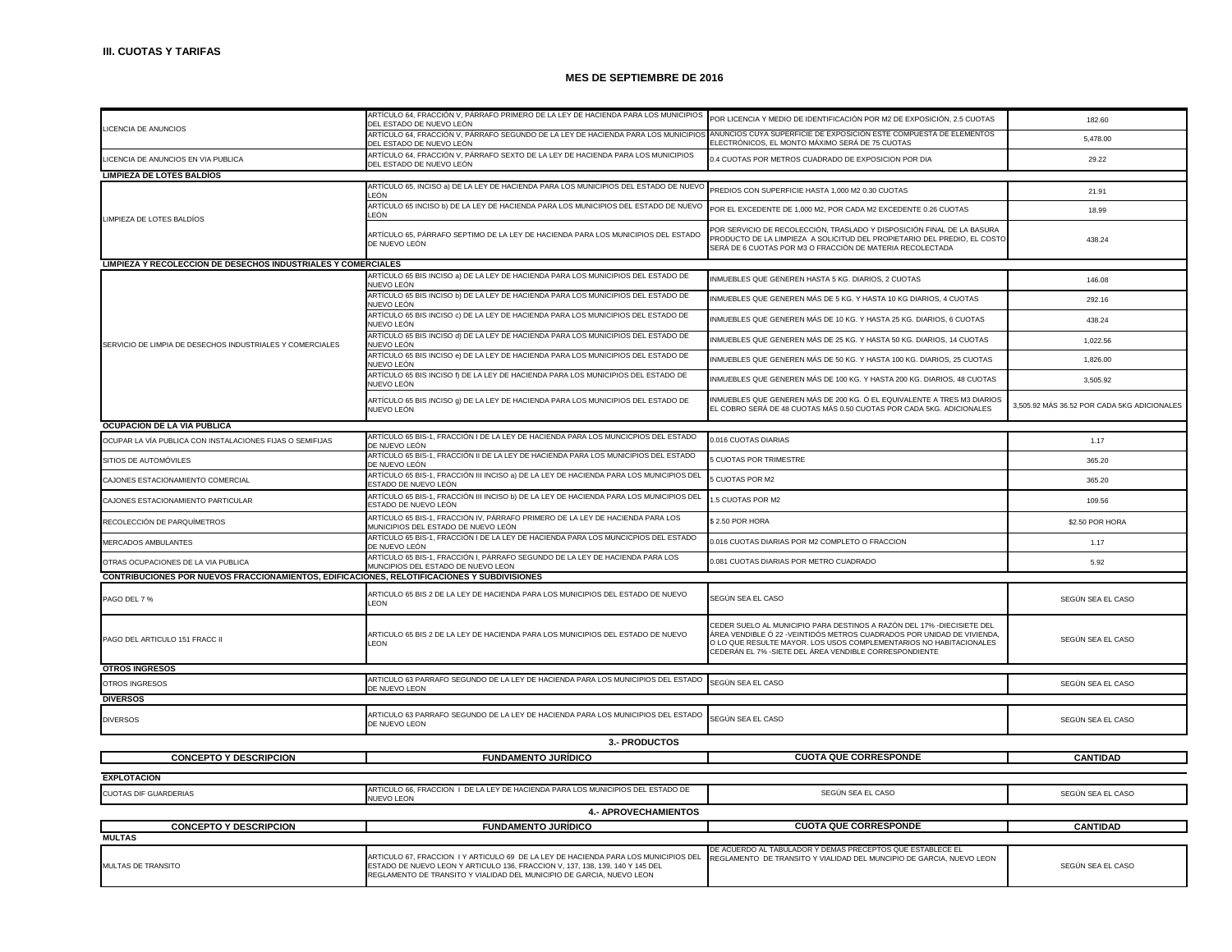**III. CUOTAS Y TARIFAS**

**MES DE SEPTIEMBRE DE 2016**

| | | | |
|---|---|---|---|
| LICENCIA DE ANUNCIOS | ARTÍCULO 64, FRACCIÓN V, PÁRRAFO PRIMERO DE LA LEY DE HACIENDA PARA LOS MUNICIPIOS DEL ESTADO DE NUEVO LEÓN | POR LICENCIA Y MEDIO DE IDENTIFICACIÓN POR M2 DE EXPOSICIÓN, 2.5 CUOTAS | 182.60 |
| | ARTÍCULO 64, FRACCIÓN V, PÁRRAFO SEGUNDO DE LA LEY DE HACIENDA PARA LOS MUNICIPIOS DEL ESTADO DE NUEVO LEÓN | ANUNCIOS CUYA SUPERFICIE DE EXPOSICION ESTE COMPUESTA DE ELEMENTOS ELECTRÓNICOS, EL MONTO MÁXIMO SERÁ DE 75 CUOTAS | 5,478.00 |
| LICENCIA DE ANUNCIOS EN VIA PUBLICA | ARTÍCULO 64, FRACCIÓN V, PÁRRAFO SEXTO DE LA LEY DE HACIENDA PARA LOS MUNICIPIOS DEL ESTADO DE NUEVO LEÓN | 0.4 CUOTAS POR METROS CUADRADO DE EXPOSICION POR DIA | 29.22 |
| **LIMPIEZA DE LOTES BALDÍOS** | | | |
| LIMPIEZA DE LOTES BALDÍOS | ARTÍCULO 65, INCISO a) DE LA LEY DE HACIENDA PARA LOS MUNICIPIOS DEL ESTADO DE NUEVO LEÓN | PREDIOS CON SUPERFICIE HASTA 1,000 M2 0.30 CUOTAS | 21.91 |
| | ARTÍCULO 65 INCISO b) DE LA LEY DE HACIENDA PARA LOS MUNICIPIOS DEL ESTADO DE NUEVO LEÓN | POR EL EXCEDENTE DE 1,000 M2, POR CADA M2 EXCEDENTE 0.26 CUOTAS | 18.99 |
| | ARTÍCULO 65, PÁRRAFO SEPTIMO DE LA LEY DE HACIENDA PARA LOS MUNICIPIOS DEL ESTADO DE NUEVO LEÓN | POR SERVICIO DE RECOLECCIÓN, TRASLADO Y DISPOSICIÓN FINAL DE LA BASURA PRODUCTO DE LA LIMPIEZA A SOLICITUD DEL PROPIETARIO DEL PREDIO, EL COSTO SERÁ DE 6 CUOTAS POR M3 O FRACCIÓN DE MATERIA RECOLECTADA | 438.24 |
| **LIMPIEZA Y RECOLECCION DE DESECHOS INDUSTRIALES Y COMERCIALES** | | | |
| SERVICIO DE LIMPIA DE DESECHOS INDUSTRIALES Y COMERCIALES | ARTÍCULO 65 BIS INCISO a) DE LA LEY DE HACIENDA PARA LOS MUNICIPIOS DEL ESTADO DE NUEVO LEÓN | INMUEBLES QUE GENEREN HASTA 5 KG. DIARIOS, 2 CUOTAS | 146.08 |
| | ARTÍCULO 65 BIS INCISO b) DE LA LEY DE HACIENDA PARA LOS MUNICIPIOS DEL ESTADO DE NUEVO LEÓN | INMUEBLES QUE GENEREN MÁS DE 5 KG. Y HASTA 10 KG DIARIOS, 4 CUOTAS | 292.16 |
| | ARTÍCULO 65 BIS INCISO c) DE LA LEY DE HACIENDA PARA LOS MUNICIPIOS DEL ESTADO DE NUEVO LEÓN | INMUEBLES QUE GENEREN MÁS DE 10 KG. Y HASTA 25 KG. DIARIOS, 6 CUOTAS | 438.24 |
| | ARTÍCULO 65 BIS INCISO d) DE LA LEY DE HACIENDA PARA LOS MUNICIPIOS DEL ESTADO DE NUEVO LEÓN | INMUEBLES QUE GENEREN MÁS DE 25 KG. Y HASTA 50 KG. DIARIOS, 14 CUOTAS | 1,022.56 |
| | ARTÍCULO 65 BIS INCISO e) DE LA LEY DE HACIENDA PARA LOS MUNICIPIOS DEL ESTADO DE NUEVO LEÓN | INMUEBLES QUE GENEREN MÁS DE 50 KG. Y HASTA 100 KG. DIARIOS, 25 CUOTAS | 1,826.00 |
| | ARTÍCULO 65 BIS INCISO f) DE LA LEY DE HACIENDA PARA LOS MUNICIPIOS DEL ESTADO DE NUEVO LEÓN | INMUEBLES QUE GENEREN MÁS DE 100 KG. Y HASTA 200 KG. DIARIOS, 48 CUOTAS | 3,505.92 |
| | ARTÍCULO 65 BIS INCISO g) DE LA LEY DE HACIENDA PARA LOS MUNICIPIOS DEL ESTADO DE NUEVO LEÓN | INMUEBLES QUE GENEREN MÁS DE 200 KG. Ó EL EQUIVALENTE A TRES M3 DIARIOS EL COBRO SERÁ DE 48 CUOTAS MÁS 0.50 CUOTAS POR CADA 5KG. ADICIONALES | 3,505.92 MÁS 36.52 POR CADA 5KG ADICIONALES |
| **OCUPACION DE LA VIA PUBLICA** | | | |
| OCUPAR LA VÍA PUBLICA CON INSTALACIONES FIJAS O SEMIFIJAS | ARTÍCULO 65 BIS-1, FRACCIÓN I DE LA LEY DE HACIENDA PARA LOS MUNCICPIOS DEL ESTADO DE NUEVO LEÓN | 0.016 CUOTAS DIARIAS | 1.17 |
| SITIOS DE AUTOMÓVILES | ARTÍCULO 65 BIS-1, FRACCIÓN II DE LA LEY DE HACIENDA PARA LOS MUNICIPIOS DEL ESTADO DE NUEVO LEÓN | 5 CUOTAS POR TRIMESTRE | 365.20 |
| CAJONES ESTACIONAMIENTO COMERCIAL | ARTÍCULO 65 BIS-1, FRACCIÓN III INCISO a) DE LA LEY DE HACIENDA PARA LOS MUNICIPIOS DEL ESTADO DE NUEVO LEÓN | 5 CUOTAS POR M2 | 365.20 |
| CAJONES ESTACIONAMIENTO PARTICULAR | ARTÍCULO 65 BIS-1, FRACCIÓN III INCISO b) DE LA LEY DE HACIENDA PARA LOS MUNICIPIOS DEL ESTADO DE NUEVO LEÓN | 1.5 CUOTAS POR M2 | 109.56 |
| RECOLECCIÓN DE PARQUÍMETROS | ARTÍCULO 65 BIS-1, FRACCIÓN IV, PÁRRAFO PRIMERO DE LA LEY DE HACIENDA PARA LOS MUNICIPIOS DEL ESTADO DE NUEVO LEÓN | $ 2.50 POR HORA | $2.50 POR HORA |
| MERCADOS AMBULANTES | ARTÍCULO 65 BIS-1, FRACCIÓN I DE LA LEY DE HACIENDA PARA LOS MUNCICPIOS DEL ESTADO DE NUEVO LEÓN | 0.016 CUOTAS DIARIAS POR M2 COMPLETO O FRACCION | 1.17 |
| OTRAS OCUPACIONES DE LA VIA PUBLICA | ARTÍCULO 65 BIS-1, FRACCIÓN I, PÁRRAFO SEGUNDO DE LA LEY DE HACIENDA PARA LOS MUNICIPIOS DEL ESTADO DE NUEVO LEON | 0.081 CUOTAS DIARIAS POR METRO CUADRADO | 5.92 |
| **CONTRIBUCIONES POR NUEVOS FRACCIONAMIENTOS, EDIFICACIONES, RELOTIFICACIONES Y SUBDIVISIONES** | | | |
| PAGO DEL 7 % | ARTICULO 65 BIS 2 DE LA LEY DE HACIENDA PARA LOS MUNICIPIOS DEL ESTADO DE NUEVO LEON | SEGÚN SEA EL CASO | SEGÚN SEA EL CASO |
| PAGO DEL ARTICULO 151 FRACC II | ARTICULO 65 BIS 2 DE LA LEY DE HACIENDA PARA LOS MUNICIPIOS DEL ESTADO DE NUEVO LEON | CEDER SUELO AL MUNICIPIO PARA DESTINOS A RAZÓN DEL 17% -DIECISIETE DEL ÁREA VENDIBLE Ó 22 -VEINTIDÓS METROS CUADRADOS POR UNIDAD DE VIVIENDA, O LO QUE RESULTE MAYOR. LOS USOS COMPLEMENTARIOS NO HABITACIONALES CEDERÁN EL 7% -SIETE DEL ÁREA VENDIBLE CORRESPONDIENTE | SEGÚN SEA EL CASO |
| **OTROS INGRESOS** | | | |
| OTROS INGRESOS | ARTICULO 63 PARRAFO SEGUNDO DE LA LEY DE HACIENDA PARA LOS MUNICIPIOS DEL ESTADO DE NUEVO LEON | SEGÚN SEA EL CASO | SEGÚN SEA EL CASO |
| **DIVERSOS** | | | |
| DIVERSOS | ARTICULO 63 PARRAFO SEGUNDO DE LA LEY DE HACIENDA PARA LOS MUNICIPIOS DEL ESTADO DE NUEVO LEON | SEGÚN SEA EL CASO | SEGÚN SEA EL CASO |

**3.- PRODUCTOS**

| CONCEPTO Y DESCRIPCION | FUNDAMENTO JURÍDICO | CUOTA QUE CORRESPONDE | CANTIDAD |
|---|---|---|---|
| **EXPLOTACION** | | | |
| CUOTAS DIF GUARDERIAS | ARTICULO 66, FRACCION I DE LA LEY DE HACIENDA PARA LOS MUNICIPIOS DEL ESTADO DE NUEVO LEON | SEGÚN SEA EL CASO | SEGÚN SEA EL CASO |

**4.- APROVECHAMIENTOS**

| CONCEPTO Y DESCRIPCION | FUNDAMENTO JURÍDICO | CUOTA QUE CORRESPONDE | CANTIDAD |
|---|---|---|---|
| **MULTAS** | | | |
| MULTAS DE TRANSITO | ARTICULO 67, FRACCION I Y ARTICULO 69 DE LA LEY DE HACIENDA PARA LOS MUNICIPIOS DEL ESTADO DE NUEVO LEON Y ARTICULO 136, FRACCION V, 137, 138, 139, 140 Y 145 DEL REGLAMENTO DE TRANSITO Y VIALIDAD DEL MUNICIPIO DE GARCIA, NUEVO LEON | DE ACUERDO AL TABULADOR Y DEMAS PRECEPTOS QUE ESTABLECE EL REGLAMENTO DE TRANSITO Y VIALIDAD DEL MUNCIPIO DE GARCIA, NUEVO LEON | SEGÚN SEA EL CASO |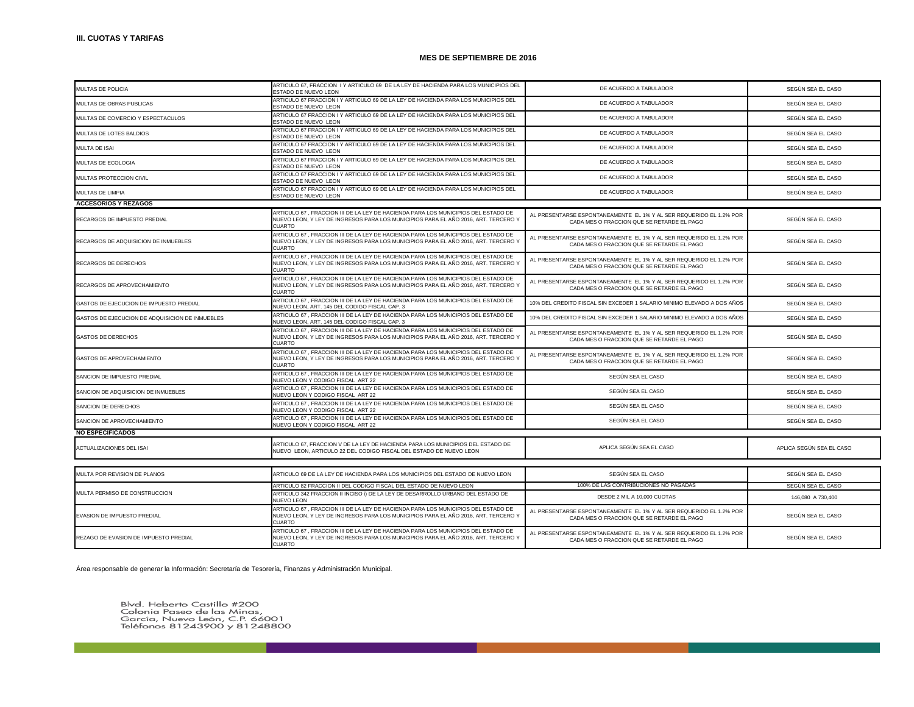**III. CUOTAS Y TARIFAS**

**MES DE SEPTIEMBRE DE 2016**

| | | | |
|---|---|---|---|
| MULTAS DE POLICIA | ARTICULO 67, FRACCION I Y ARTICULO 69 DE LA LEY DE HACIENDA PARA LOS MUNICIPIOS DEL ESTADO DE NUEVO LEON | DE ACUERDO A TABULADOR | SEGÚN SEA EL CASO |
| MULTAS DE OBRAS PUBLICAS | ARTICULO 67 FRACCION I Y ARTICULO 69 DE LA LEY DE HACIENDA PARA LOS MUNICIPIOS DEL ESTADO DE NUEVO LEON | DE ACUERDO A TABULADOR | SEGÚN SEA EL CASO |
| MULTAS DE COMERCIO Y ESPECTACULOS | ARTICULO 67 FRACCION I Y ARTICULO 69 DE LA LEY DE HACIENDA PARA LOS MUNICIPIOS DEL ESTADO DE NUEVO LEON | DE ACUERDO A TABULADOR | SEGÚN SEA EL CASO |
| MULTAS DE LOTES BALDIOS | ARTICULO 67 FRACCION I Y ARTICULO 69 DE LA LEY DE HACIENDA PARA LOS MUNICIPIOS DEL ESTADO DE NUEVO LEON | DE ACUERDO A TABULADOR | SEGÚN SEA EL CASO |
| MULTA DE ISAI | ARTICULO 67 FRACCION I Y ARTICULO 69 DE LA LEY DE HACIENDA PARA LOS MUNICIPIOS DEL ESTADO DE NUEVO LEON | DE ACUERDO A TABULADOR | SEGÚN SEA EL CASO |
| MULTAS DE ECOLOGIA | ARTICULO 67 FRACCION I Y ARTICULO 69 DE LA LEY DE HACIENDA PARA LOS MUNICIPIOS DEL ESTADO DE NUEVO LEON | DE ACUERDO A TABULADOR | SEGÚN SEA EL CASO |
| MULTAS PROTECCION CIVIL | ARTICULO 67 FRACCION I Y ARTICULO 69 DE LA LEY DE HACIENDA PARA LOS MUNICIPIOS DEL ESTADO DE NUEVO LEON | DE ACUERDO A TABULADOR | SEGÚN SEA EL CASO |
| MULTAS DE LIMPIA | ARTICULO 67 FRACCION I Y ARTICULO 69 DE LA LEY DE HACIENDA PARA LOS MUNICIPIOS DEL ESTADO DE NUEVO LEON | DE ACUERDO A TABULADOR | SEGÚN SEA EL CASO |
| **ACCESORIOS Y REZAGOS** | | | |
| RECARGOS DE IMPUESTO PREDIAL | ARTICULO 67 , FRACCION III DE LA LEY DE HACIENDA PARA LOS MUNICIPIOS DEL ESTADO DE NUEVO LEON, Y LEY DE INGRESOS PARA LOS MUNICIPIOS PARA EL AÑO 2016, ART. TERCERO Y CUARTO | AL PRESENTARSE ESPONTANEAMENTE EL 1% Y AL SER REQUERIDO EL 1.2% POR CADA MES O FRACCION QUE SE RETARDE EL PAGO | SEGÚN SEA EL CASO |
| RECARGOS DE ADQUISICION DE INMUEBLES | ARTICULO 67 , FRACCION III DE LA LEY DE HACIENDA PARA LOS MUNICIPIOS DEL ESTADO DE NUEVO LEON, Y LEY DE INGRESOS PARA LOS MUNICIPIOS PARA EL AÑO 2016, ART. TERCERO Y CUARTO | AL PRESENTARSE ESPONTANEAMENTE EL 1% Y AL SER REQUERIDO EL 1.2% POR CADA MES O FRACCION QUE SE RETARDE EL PAGO | SEGÚN SEA EL CASO |
| RECARGOS DE DERECHOS | ARTICULO 67 , FRACCION III DE LA LEY DE HACIENDA PARA LOS MUNICIPIOS DEL ESTADO DE NUEVO LEON, Y LEY DE INGRESOS PARA LOS MUNICIPIOS PARA EL AÑO 2016, ART. TERCERO Y CUARTO | AL PRESENTARSE ESPONTANEAMENTE EL 1% Y AL SER REQUERIDO EL 1.2% POR CADA MES O FRACCION QUE SE RETARDE EL PAGO | SEGÚN SEA EL CASO |
| RECARGOS DE APROVECHAMIENTO | ARTICULO 67 , FRACCION III DE LA LEY DE HACIENDA PARA LOS MUNICIPIOS DEL ESTADO DE NUEVO LEON, Y LEY DE INGRESOS PARA LOS MUNICIPIOS PARA EL AÑO 2016, ART. TERCERO Y CUARTO | AL PRESENTARSE ESPONTANEAMENTE EL 1% Y AL SER REQUERIDO EL 1.2% POR CADA MES O FRACCION QUE SE RETARDE EL PAGO | SEGÚN SEA EL CASO |
| GASTOS DE EJECUCION DE IMPUESTO PREDIAL | ARTICULO 67 , FRACCION III DE LA LEY DE HACIENDA PARA LOS MUNICIPIOS DEL ESTADO DE NUEVO LEON, ART. 145 DEL CODIGO FISCAL CAP. 3 | 10% DEL CREDITO FISCAL SIN EXCEDER 1 SALARIO MINIMO ELEVADO A DOS AÑOS | SEGÚN SEA EL CASO |
| GASTOS DE EJECUCION DE ADQUISICION DE INMUEBLES | ARTICULO 67 , FRACCION III DE LA LEY DE HACIENDA PARA LOS MUNICIPIOS DEL ESTADO DE NUEVO LEON, ART. 145 DEL CODIGO FISCAL CAP. 3 | 10% DEL CREDITO FISCAL SIN EXCEDER 1 SALARIO MINIMO ELEVADO A DOS AÑOS | SEGÚN SEA EL CASO |
| GASTOS DE DERECHOS | ARTICULO 67 , FRACCION III DE LA LEY DE HACIENDA PARA LOS MUNICIPIOS DEL ESTADO DE NUEVO LEON, Y LEY DE INGRESOS PARA LOS MUNICIPIOS PARA EL AÑO 2016, ART. TERCERO Y CUARTO | AL PRESENTARSE ESPONTANEAMENTE EL 1% Y AL SER REQUERIDO EL 1.2% POR CADA MES O FRACCION QUE SE RETARDE EL PAGO | SEGÚN SEA EL CASO |
| GASTOS DE APROVECHAMIENTO | ARTICULO 67 , FRACCION III DE LA LEY DE HACIENDA PARA LOS MUNICIPIOS DEL ESTADO DE NUEVO LEON, Y LEY DE INGRESOS PARA LOS MUNICIPIOS PARA EL AÑO 2016, ART. TERCERO Y CUARTO | AL PRESENTARSE ESPONTANEAMENTE EL 1% Y AL SER REQUERIDO EL 1.2% POR CADA MES O FRACCION QUE SE RETARDE EL PAGO | SEGÚN SEA EL CASO |
| SANCION DE IMPUESTO PREDIAL | ARTICULO 67 , FRACCION III DE LA LEY DE HACIENDA PARA LOS MUNICIPIOS DEL ESTADO DE NUEVO LEON Y CODIGO FISCAL ART 22 | SEGÚN SEA EL CASO | SEGÚN SEA EL CASO |
| SANCION DE ADQUISICION DE INMUEBLES | ARTICULO 67 , FRACCION III DE LA LEY DE HACIENDA PARA LOS MUNICIPIOS DEL ESTADO DE NUEVO LEON Y CODIGO FISCAL ART 22 | SEGÚN SEA EL CASO | SEGÚN SEA EL CASO |
| SANCION DE DERECHOS | ARTICULO 67 , FRACCION III DE LA LEY DE HACIENDA PARA LOS MUNICIPIOS DEL ESTADO DE NUEVO LEON Y CODIGO FISCAL ART 22 | SEGÚN SEA EL CASO | SEGÚN SEA EL CASO |
| SANCION DE APROVECHAMIENTO | ARTICULO 67 , FRACCION III DE LA LEY DE HACIENDA PARA LOS MUNICIPIOS DEL ESTADO DE NUEVO LEON Y CODIGO FISCAL ART 22 | SEGÚN SEA EL CASO | SEGÚN SEA EL CASO |
| **NO ESPECIFICADOS** | | | |
| ACTUALIZACIONES DEL ISAI | ARTICULO 67, FRACCION V DE LA LEY DE HACIENDA PARA LOS MUNICIPIOS DEL ESTADO DE NUEVO LEON, ARTICULO 22 DEL CODIGO FISCAL DEL ESTADO DE NUEVO LEON | APLICA SEGÚN SEA EL CASO | APLICA SEGÚN SEA EL CASO |
| MULTA POR REVISION DE PLANOS | ARTICULO 69 DE LA LEY DE HACIENDA PARA LOS MUNICIPIOS DEL ESTADO DE NUEVO LEON | SEGÚN SEA EL CASO | SEGÚN SEA EL CASO |
| MULTA PERMISO DE CONSTRUCCION | ARTICULO 82 FRACCION II DEL CODIGO FISCAL DEL ESTADO DE NUEVO LEON | 100% DE LAS CONTRIBUCIONES NO PAGADAS | SEGÚN SEA EL CASO |
| | ARTICULO 342 FRACCION II INCISO i) DE LA LEY DE DESARROLLO URBANO DEL ESTADO DE NUEVO LEON | DESDE 2 MIL A 10,000 CUOTAS | 146,080 A 730,400 |
| EVASION DE IMPUESTO PREDIAL | ARTICULO 67 , FRACCION III DE LA LEY DE HACIENDA PARA LOS MUNICIPIOS DEL ESTADO DE NUEVO LEON, Y LEY DE INGRESOS PARA LOS MUNICIPIOS PARA EL AÑO 2016, ART. TERCERO Y CUARTO | AL PRESENTARSE ESPONTANEAMENTE EL 1% Y AL SER REQUERIDO EL 1.2% POR CADA MES O FRACCION QUE SE RETARDE EL PAGO | SEGÚN SEA EL CASO |
| REZAGO DE EVASION DE IMPUESTO PREDIAL | ARTICULO 67 , FRACCION III DE LA LEY DE HACIENDA PARA LOS MUNICIPIOS DEL ESTADO DE NUEVO LEON, Y LEY DE INGRESOS PARA LOS MUNICIPIOS PARA EL AÑO 2016, ART. TERCERO Y CUARTO | AL PRESENTARSE ESPONTANEAMENTE EL 1% Y AL SER REQUERIDO EL 1.2% POR CADA MES O FRACCION QUE SE RETARDE EL PAGO | SEGÚN SEA EL CASO |

Área responsable de generar la Información: Secretaría de Tesorería, Finanzas y Administración Municipal.

Blvd. Heberto Castillo #200
Colonia Paseo de las Minas,
García, Nuevo León, C.P. 66001
Teléfonos 81243900 y 81248800